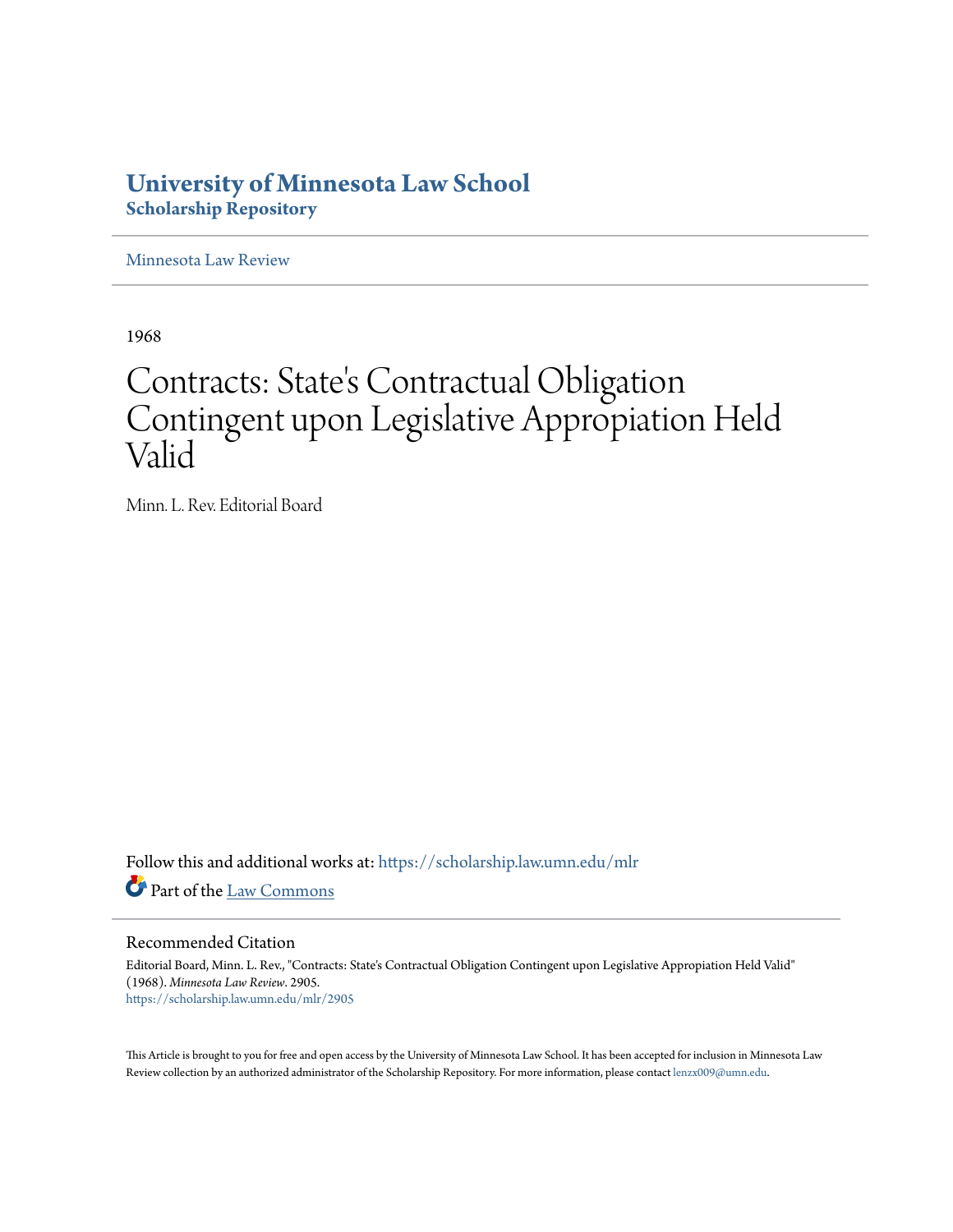# University of Minnesota Law School
## Scholarship Repository

Minnesota Law Review

1968

# Contracts: State's Contractual Obligation Contingent upon Legislative Appropiation Held Valid

Minn. L. Rev. Editorial Board

Follow this and additional works at: https://scholarship.law.umn.edu/mlr

Part of the Law Commons

### Recommended Citation

Editorial Board, Minn. L. Rev., "Contracts: State's Contractual Obligation Contingent upon Legislative Appropiation Held Valid" (1968). *Minnesota Law Review*. 2905.
https://scholarship.law.umn.edu/mlr/2905

This Article is brought to you for free and open access by the University of Minnesota Law School. It has been accepted for inclusion in Minnesota Law Review collection by an authorized administrator of the Scholarship Repository. For more information, please contact lenzx009@umn.edu.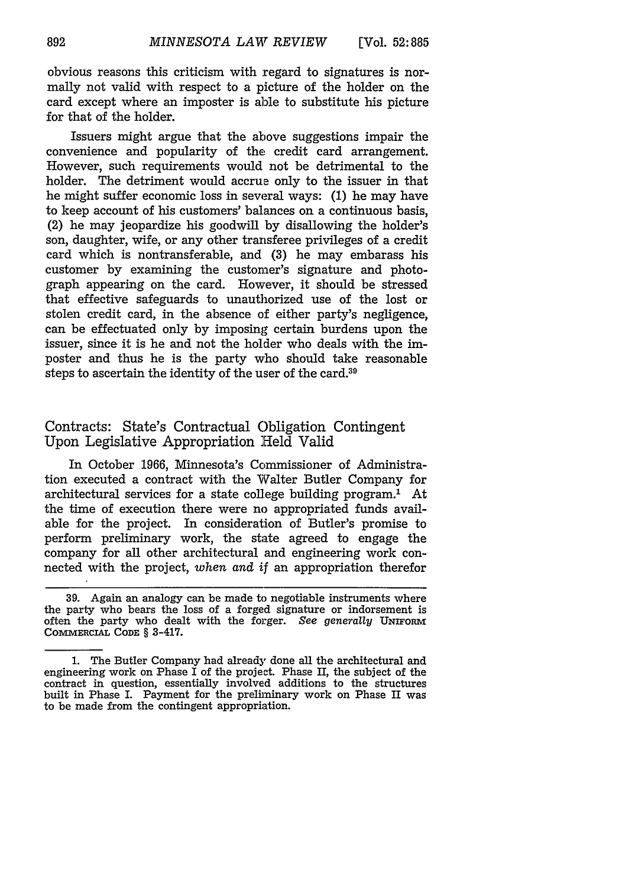obvious reasons this criticism with regard to signatures is normally not valid with respect to a picture of the holder on the card except where an imposter is able to substitute his picture for that of the holder.

Issuers might argue that the above suggestions impair the convenience and popularity of the credit card arrangement. However, such requirements would not be detrimental to the holder. The detriment would accrue only to the issuer in that he might suffer economic loss in several ways: (1) he may have to keep account of his customers' balances on a continuous basis, (2) he may jeopardize his goodwill by disallowing the holder's son, daughter, wife, or any other transferee privileges of a credit card which is nontransferable, and (3) he may embarass his customer by examining the customer's signature and photograph appearing on the card. However, it should be stressed that effective safeguards to unauthorized use of the lost or stolen credit card, in the absence of either party's negligence, can be effectuated only by imposing certain burdens upon the issuer, since it is he and not the holder who deals with the imposter and thus he is the party who should take reasonable steps to ascertain the identity of the user of the card.[39]

## Contracts: State's Contractual Obligation Contingent Upon Legislative Appropriation Held Valid

In October 1966, Minnesota's Commissioner of Administration executed a contract with the Walter Butler Company for architectural services for a state college building program.[1] At the time of execution there were no appropriated funds available for the project. In consideration of Butler's promise to perform preliminary work, the state agreed to engage the company for all other architectural and engineering work connected with the project, *when and if* an appropriation therefor

---

39. Again an analogy can be made to negotiable instruments where the party who bears the loss of a forged signature or indorsement is often the party who dealt with the forger. *See generally* UNIFORM COMMERCIAL CODE § 3-417.

1. The Butler Company had already done all the architectural and engineering work on Phase I of the project. Phase II, the subject of the contract in question, essentially involved additions to the structures built in Phase I. Payment for the preliminary work on Phase II was to be made from the contingent appropriation.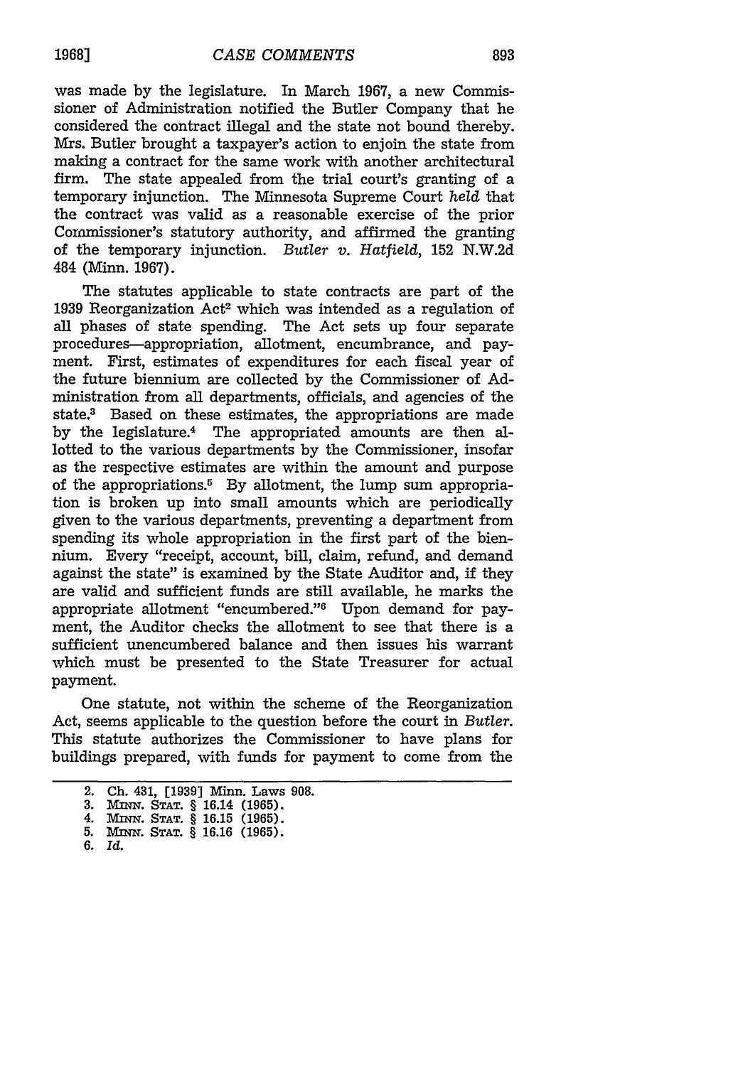was made by the legislature. In March 1967, a new Commissioner of Administration notified the Butler Company that he considered the contract illegal and the state not bound thereby. Mrs. Butler brought a taxpayer's action to enjoin the state from making a contract for the same work with another architectural firm. The state appealed from the trial court's granting of a temporary injunction. The Minnesota Supreme Court *held* that the contract was valid as a reasonable exercise of the prior Commissioner's statutory authority, and affirmed the granting of the temporary injunction. *Butler v. Hatfield*, 152 N.W.2d 484 (Minn. 1967).

The statutes applicable to state contracts are part of the 1939 Reorganization Act[2] which was intended as a regulation of all phases of state spending. The Act sets up four separate procedures—appropriation, allotment, encumbrance, and payment. First, estimates of expenditures for each fiscal year of the future biennium are collected by the Commissioner of Administration from all departments, officials, and agencies of the state.[3] Based on these estimates, the appropriations are made by the legislature.[4] The appropriated amounts are then allotted to the various departments by the Commissioner, insofar as the respective estimates are within the amount and purpose of the appropriations.[5] By allotment, the lump sum appropriation is broken up into small amounts which are periodically given to the various departments, preventing a department from spending its whole appropriation in the first part of the biennium. Every "receipt, account, bill, claim, refund, and demand against the state" is examined by the State Auditor and, if they are valid and sufficient funds are still available, he marks the appropriate allotment "encumbered."[6] Upon demand for payment, the Auditor checks the allotment to see that there is a sufficient unencumbered balance and then issues his warrant which must be presented to the State Treasurer for actual payment.

One statute, not within the scheme of the Reorganization Act, seems applicable to the question before the court in *Butler*. This statute authorizes the Commissioner to have plans for buildings prepared, with funds for payment to come from the

2. Ch. 431, [1939] Minn. Laws 908.
3. MINN. STAT. § 16.14 (1965).
4. MINN. STAT. § 16.15 (1965).
5. MINN. STAT. § 16.16 (1965).
6. *Id.*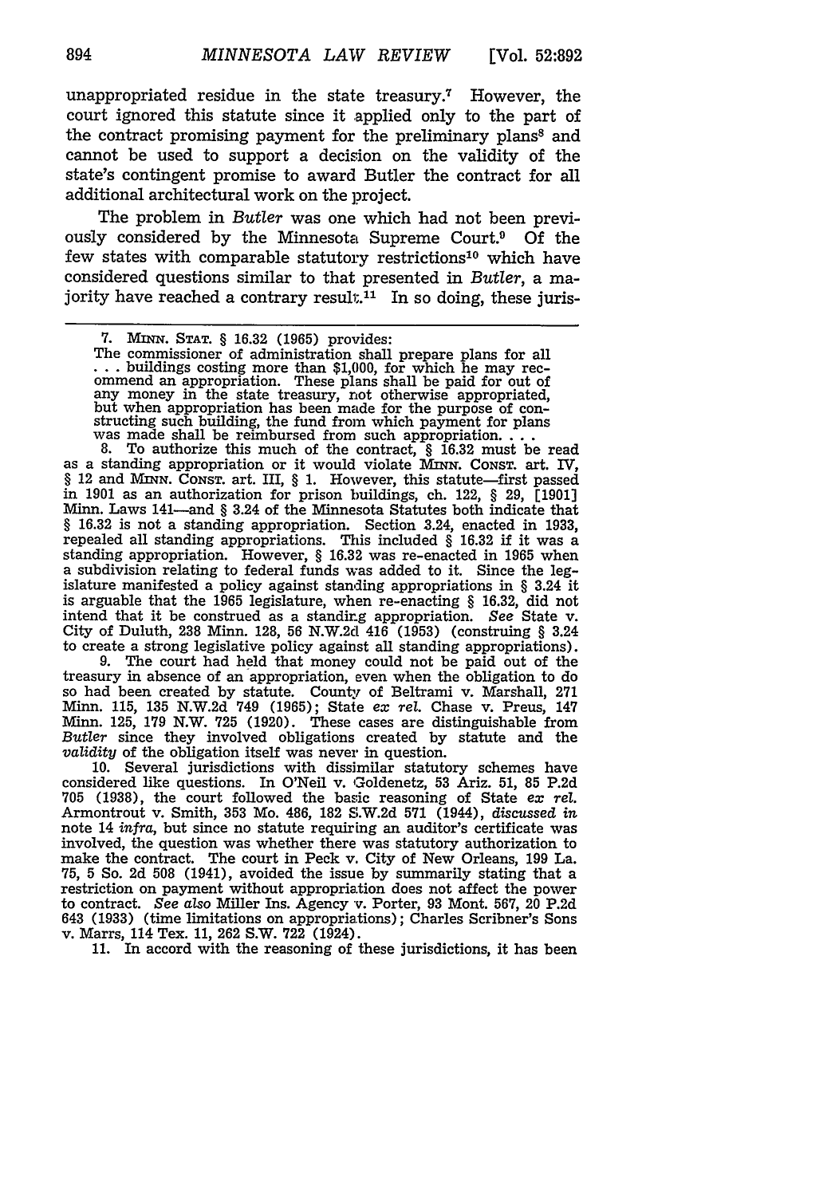unappropriated residue in the state treasury.[7] However, the court ignored this statute since it applied only to the part of the contract promising payment for the preliminary plans[8] and cannot be used to support a decision on the validity of the state's contingent promise to award Butler the contract for all additional architectural work on the project.

The problem in *Butler* was one which had not been previously considered by the Minnesota Supreme Court.[9] Of the few states with comparable statutory restrictions[10] which have considered questions similar to that presented in *Butler*, a majority have reached a contrary result.[11] In so doing, these juris-

---

7. MINN. STAT. § 16.32 (1965) provides:

> The commissioner of administration shall prepare plans for all . . . buildings costing more than $1,000, for which he may recommend an appropriation. These plans shall be paid for out of any money in the state treasury, not otherwise appropriated, but when appropriation has been made for the purpose of constructing such building, the fund from which payment for plans was made shall be reimbursed from such appropriation. . . .

8. To authorize this much of the contract, § 16.32 must be read as a standing appropriation or it would violate MINN. CONST. art. IV, § 12 and MINN. CONST. art. III, § 1. However, this statute—first passed in 1901 as an authorization for prison buildings, ch. 122, § 29, [1901] Minn. Laws 141—and § 3.24 of the Minnesota Statutes both indicate that § 16.32 is not a standing appropriation. Section 3.24, enacted in 1933, repealed all standing appropriations. This included § 16.32 if it was a standing appropriation. However, § 16.32 was re-enacted in 1965 when a subdivision relating to federal funds was added to it. Since the legislature manifested a policy against standing appropriations in § 3.24 it is arguable that the 1965 legislature, when re-enacting § 16.32, did not intend that it be construed as a standing appropriation. *See* State v. City of Duluth, 238 Minn. 128, 56 N.W.2d 416 (1953) (construing § 3.24 to create a strong legislative policy against all standing appropriations).

9. The court had held that money could not be paid out of the treasury in absence of an appropriation, even when the obligation to do so had been created by statute. County of Beltrami v. Marshall, 271 Minn. 115, 135 N.W.2d 749 (1965); State *ex rel.* Chase v. Preus, 147 Minn. 125, 179 N.W. 725 (1920). These cases are distinguishable from *Butler* since they involved obligations created by statute and the *validity* of the obligation itself was never in question.

10. Several jurisdictions with dissimilar statutory schemes have considered like questions. In O'Neil v. Goldenetz, 53 Ariz. 51, 85 P.2d 705 (1938), the court followed the basic reasoning of State *ex rel.* Armontrout v. Smith, 353 Mo. 486, 182 S.W.2d 571 (1944), *discussed in* note 14 *infra*, but since no statute requiring an auditor's certificate was involved, the question was whether there was statutory authorization to make the contract. The court in Peck v. City of New Orleans, 199 La. 75, 5 So. 2d 508 (1941), avoided the issue by summarily stating that a restriction on payment without appropriation does not affect the power to contract. *See also* Miller Ins. Agency v. Porter, 93 Mont. 567, 20 P.2d 643 (1933) (time limitations on appropriations); Charles Scribner's Sons v. Marrs, 114 Tex. 11, 262 S.W. 722 (1924).

11. In accord with the reasoning of these jurisdictions, it has been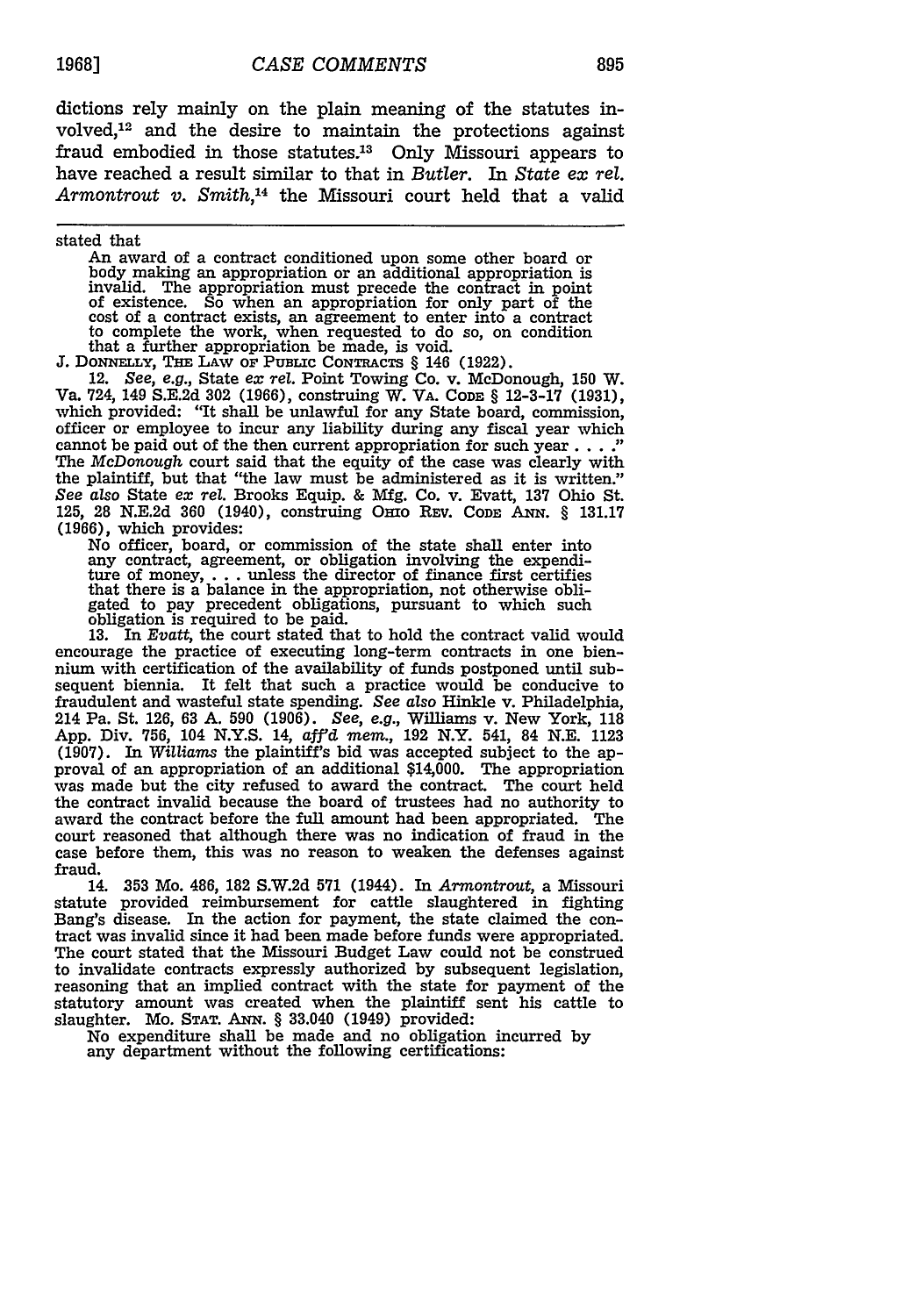dictions rely mainly on the plain meaning of the statutes involved,[12] and the desire to maintain the protections against fraud embodied in those statutes.[13] Only Missouri appears to have reached a result similar to that in *Butler*. In *State ex rel. Armontrout v. Smith*,[14] the Missouri court held that a valid

---

stated that

> An award of a contract conditioned upon some other board or body making an appropriation or an additional appropriation is invalid. The appropriation must precede the contract in point of existence. So when an appropriation for only part of the cost of a contract exists, an agreement to enter into a contract to complete the work, when requested to do so, on condition that a further appropriation be made, is void.

J. DONNELLY, THE LAW OF PUBLIC CONTRACTS § 146 (1922).

12. *See, e.g.*, State *ex rel.* Point Towing Co. v. McDonough, 150 W. Va. 724, 149 S.E.2d 302 (1966), construing W. VA. CODE § 12-3-17 (1931), which provided: "It shall be unlawful for any State board, commission, officer or employee to incur any liability during any fiscal year which cannot be paid out of the then current appropriation for such year . . . ." The *McDonough* court said that the equity of the case was clearly with the plaintiff, but that "the law must be administered as it is written." *See also* State *ex rel.* Brooks Equip. & Mfg. Co. v. Evatt, 137 Ohio St. 125, 28 N.E.2d 360 (1940), construing OHIO REV. CODE ANN. § 131.17 (1966), which provides:

> No officer, board, or commission of the state shall enter into any contract, agreement, or obligation involving the expenditure of money, . . . unless the director of finance first certifies that there is a balance in the appropriation, not otherwise obligated to pay precedent obligations, pursuant to which such obligation is required to be paid.

13. In *Evatt*, the court stated that to hold the contract valid would encourage the practice of executing long-term contracts in one biennium with certification of the availability of funds postponed until subsequent biennia. It felt that such a practice would be conducive to fraudulent and wasteful state spending. *See also* Hinkle v. Philadelphia, 214 Pa. St. 126, 63 A. 590 (1906). *See, e.g.*, Williams v. New York, 118 App. Div. 756, 104 N.Y.S. 14, *aff'd mem.*, 192 N.Y. 541, 84 N.E. 1123 (1907). In *Williams* the plaintiff's bid was accepted subject to the approval of an appropriation of an additional $14,000. The appropriation was made but the city refused to award the contract. The court held the contract invalid because the board of trustees had no authority to award the contract before the full amount had been appropriated. The court reasoned that although there was no indication of fraud in the case before them, this was no reason to weaken the defenses against fraud.

14. 353 Mo. 486, 182 S.W.2d 571 (1944). In *Armontrout*, a Missouri statute provided reimbursement for cattle slaughtered in fighting Bang's disease. In the action for payment, the state claimed the contract was invalid since it had been made before funds were appropriated. The court stated that the Missouri Budget Law could not be construed to invalidate contracts expressly authorized by subsequent legislation, reasoning that an implied contract with the state for payment of the statutory amount was created when the plaintiff sent his cattle to slaughter. MO. STAT. ANN. § 33.040 (1949) provided:

> No expenditure shall be made and no obligation incurred by any department without the following certifications: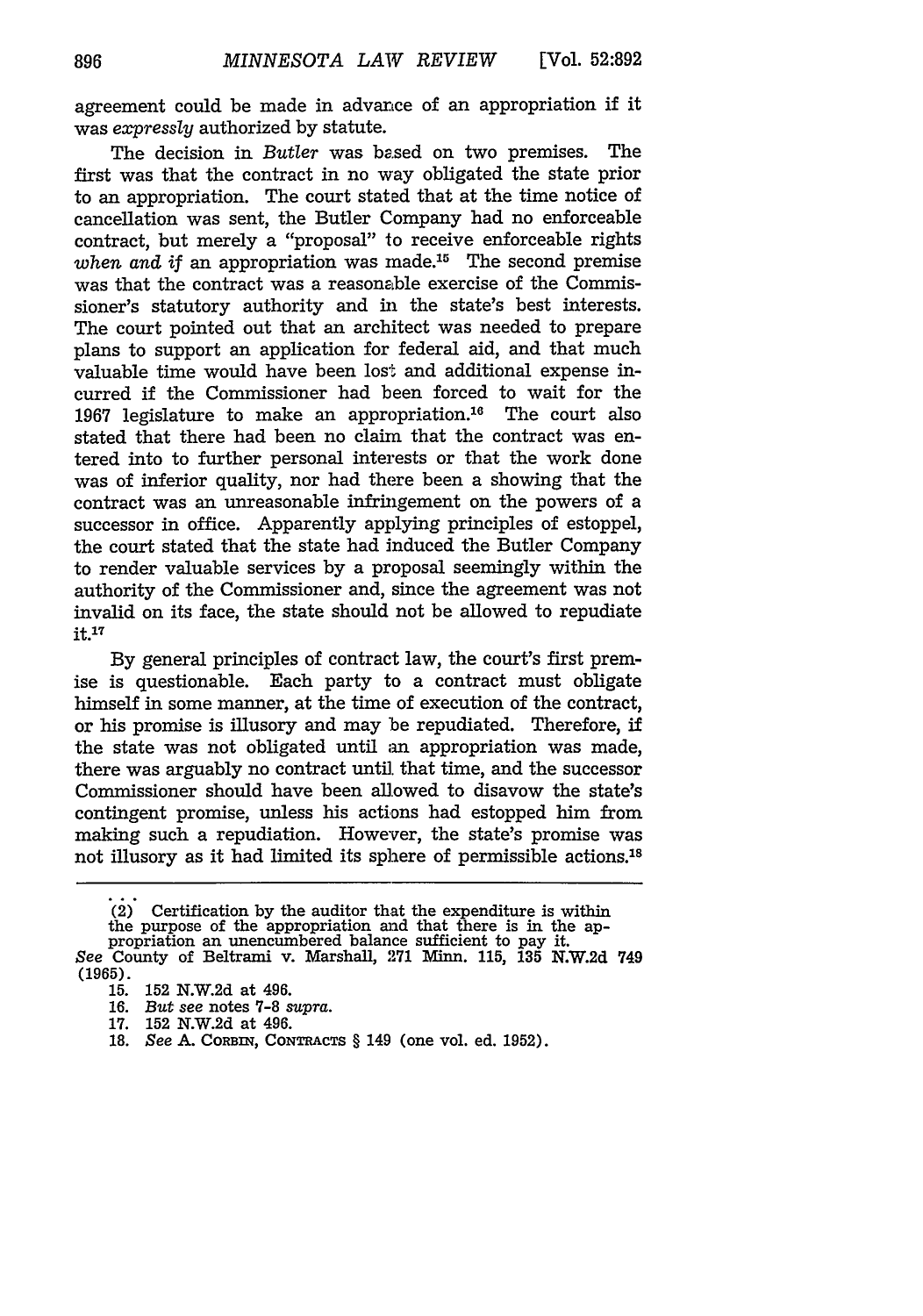agreement could be made in advance of an appropriation if it was *expressly* authorized by statute.

The decision in *Butler* was based on two premises. The first was that the contract in no way obligated the state prior to an appropriation. The court stated that at the time notice of cancellation was sent, the Butler Company had no enforceable contract, but merely a "proposal" to receive enforceable rights *when and if* an appropriation was made.[15] The second premise was that the contract was a reasonable exercise of the Commissioner's statutory authority and in the state's best interests. The court pointed out that an architect was needed to prepare plans to support an application for federal aid, and that much valuable time would have been lost and additional expense incurred if the Commissioner had been forced to wait for the 1967 legislature to make an appropriation.[16] The court also stated that there had been no claim that the contract was entered into to further personal interests or that the work done was of inferior quality, nor had there been a showing that the contract was an unreasonable infringement on the powers of a successor in office. Apparently applying principles of estoppel, the court stated that the state had induced the Butler Company to render valuable services by a proposal seemingly within the authority of the Commissioner and, since the agreement was not invalid on its face, the state should not be allowed to repudiate it.[17]

By general principles of contract law, the court's first premise is questionable. Each party to a contract must obligate himself in some manner, at the time of execution of the contract, or his promise is illusory and may be repudiated. Therefore, if the state was not obligated until an appropriation was made, there was arguably no contract until that time, and the successor Commissioner should have been allowed to disavow the state's contingent promise, unless his actions had estopped him from making such a repudiation. However, the state's promise was not illusory as it had limited its sphere of permissible actions.[18]

---

. . .
(2) Certification by the auditor that the expenditure is within the purpose of the appropriation and that there is in the appropriation an unencumbered balance sufficient to pay it.

*See* County of Beltrami v. Marshall, 271 Minn. 115, 135 N.W.2d 749 (1965).

15. 152 N.W.2d at 496.

16. *But see* notes 7-8 *supra*.

17. 152 N.W.2d at 496.

18. *See* A. CORBIN, CONTRACTS § 149 (one vol. ed. 1952).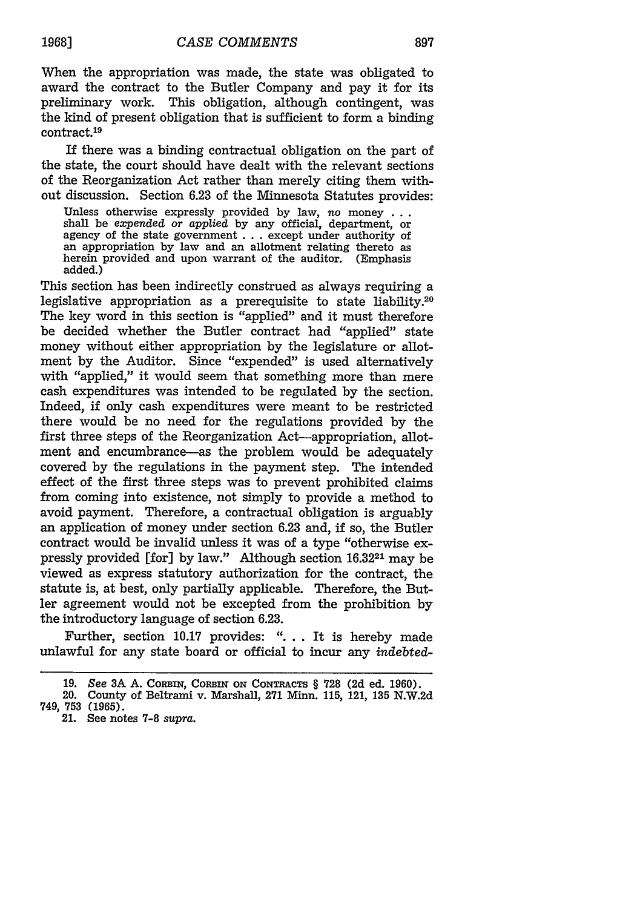When the appropriation was made, the state was obligated to award the contract to the Butler Company and pay it for its preliminary work. This obligation, although contingent, was the kind of present obligation that is sufficient to form a binding contract.[19]

If there was a binding contractual obligation on the part of the state, the court should have dealt with the relevant sections of the Reorganization Act rather than merely citing them without discussion. Section 6.23 of the Minnesota Statutes provides:

> Unless otherwise expressly provided by law, *no* money . . . shall be *expended or applied* by any official, department, or agency of the state government . . . except under authority of an appropriation by law and an allotment relating thereto as herein provided and upon warrant of the auditor. (Emphasis added.)

This section has been indirectly construed as always requiring a legislative appropriation as a prerequisite to state liability.[20] The key word in this section is "applied" and it must therefore be decided whether the Butler contract had "applied" state money without either appropriation by the legislature or allotment by the Auditor. Since "expended" is used alternatively with "applied," it would seem that something more than mere cash expenditures was intended to be regulated by the section. Indeed, if only cash expenditures were meant to be restricted there would be no need for the regulations provided by the first three steps of the Reorganization Act—appropriation, allotment and encumbrance—as the problem would be adequately covered by the regulations in the payment step. The intended effect of the first three steps was to prevent prohibited claims from coming into existence, not simply to provide a method to avoid payment. Therefore, a contractual obligation is arguably an application of money under section 6.23 and, if so, the Butler contract would be invalid unless it was of a type "otherwise expressly provided [for] by law." Although section 16.32[21] may be viewed as express statutory authorization for the contract, the statute is, at best, only partially applicable. Therefore, the Butler agreement would not be excepted from the prohibition by the introductory language of section 6.23.

Further, section 10.17 provides: ". . . It is hereby made unlawful for any state board or official to incur any *indebted-*

19. *See* 3A A. CORBIN, CORBIN ON CONTRACTS § 728 (2d ed. 1960).

20. County of Beltrami v. Marshall, 271 Minn. 115, 121, 135 N.W.2d 749, 753 (1965).

21. See notes 7-8 *supra*.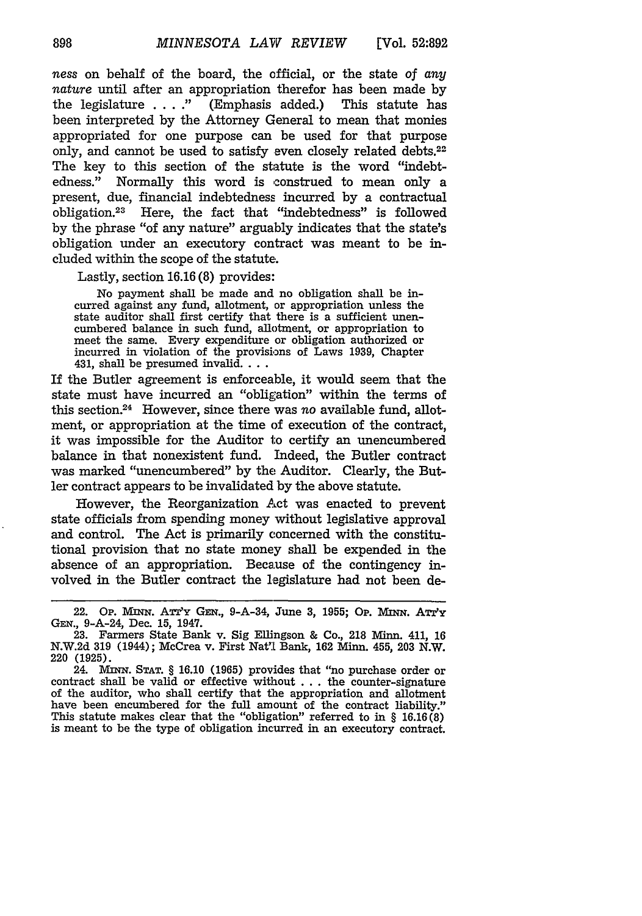*ness* on behalf of the board, the official, or the state *of any nature* until after an appropriation therefor has been made by the legislature . . . ." (Emphasis added.) This statute has been interpreted by the Attorney General to mean that monies appropriated for one purpose can be used for that purpose only, and cannot be used to satisfy even closely related debts.[22] The key to this section of the statute is the word "indebtedness." Normally this word is construed to mean only a present, due, financial indebtedness incurred by a contractual obligation.[23] Here, the fact that "indebtedness" is followed by the phrase "of any nature" arguably indicates that the state's obligation under an executory contract was meant to be included within the scope of the statute.

Lastly, section 16.16(8) provides:

> No payment shall be made and no obligation shall be incurred against any fund, allotment, or appropriation unless the state auditor shall first certify that there is a sufficient unencumbered balance in such fund, allotment, or appropriation to meet the same. Every expenditure or obligation authorized or incurred in violation of the provisions of Laws 1939, Chapter 431, shall be presumed invalid. . . .

If the Butler agreement is enforceable, it would seem that the state must have incurred an "obligation" within the terms of this section.[24] However, since there was *no* available fund, allotment, or appropriation at the time of execution of the contract, it was impossible for the Auditor to certify an unencumbered balance in that nonexistent fund. Indeed, the Butler contract was marked "unencumbered" by the Auditor. Clearly, the Butler contract appears to be invalidated by the above statute.

However, the Reorganization Act was enacted to prevent state officials from spending money without legislative approval and control. The Act is primarily concerned with the constitutional provision that no state money shall be expended in the absence of an appropriation. Because of the contingency involved in the Butler contract the legislature had not been de-

---

22. Op. Minn. Att'y Gen., 9-A-34, June 3, 1955; Op. Minn. Att'y Gen., 9-A-24, Dec. 15, 1947.

23. Farmers State Bank v. Sig Ellingson & Co., 218 Minn. 411, 16 N.W.2d 319 (1944); McCrea v. First Nat'l Bank, 162 Minn. 455, 203 N.W. 220 (1925).

24. Minn. Stat. § 16.10 (1965) provides that "no purchase order or contract shall be valid or effective without . . . the counter-signature of the auditor, who shall certify that the appropriation and allotment have been encumbered for the full amount of the contract liability." This statute makes clear that the "obligation" referred to in § 16.16(8) is meant to be the type of obligation incurred in an executory contract.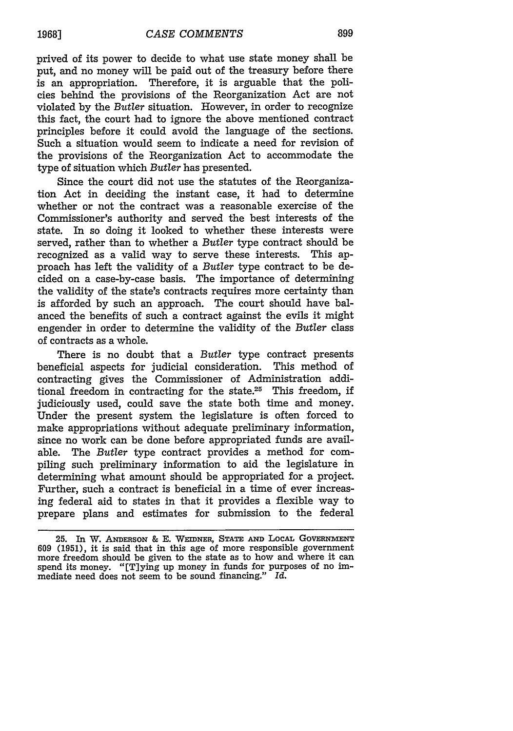prived of its power to decide to what use state money shall be put, and no money will be paid out of the treasury before there is an appropriation. Therefore, it is arguable that the policies behind the provisions of the Reorganization Act are not violated by the *Butler* situation. However, in order to recognize this fact, the court had to ignore the above mentioned contract principles before it could avoid the language of the sections. Such a situation would seem to indicate a need for revision of the provisions of the Reorganization Act to accommodate the type of situation which *Butler* has presented.

Since the court did not use the statutes of the Reorganization Act in deciding the instant case, it had to determine whether or not the contract was a reasonable exercise of the Commissioner's authority and served the best interests of the state. In so doing it looked to whether these interests were served, rather than to whether a *Butler* type contract should be recognized as a valid way to serve these interests. This approach has left the validity of a *Butler* type contract to be decided on a case-by-case basis. The importance of determining the validity of the state's contracts requires more certainty than is afforded by such an approach. The court should have balanced the benefits of such a contract against the evils it might engender in order to determine the validity of the *Butler* class of contracts as a whole.

There is no doubt that a *Butler* type contract presents beneficial aspects for judicial consideration. This method of contracting gives the Commissioner of Administration additional freedom in contracting for the state.[25] This freedom, if judiciously used, could save the state both time and money. Under the present system the legislature is often forced to make appropriations without adequate preliminary information, since no work can be done before appropriated funds are available. The *Butler* type contract provides a method for compiling such preliminary information to aid the legislature in determining what amount should be appropriated for a project. Further, such a contract is beneficial in a time of ever increasing federal aid to states in that it provides a flexible way to prepare plans and estimates for submission to the federal

---

25. In W. ANDERSON & E. WEIDNER, STATE AND LOCAL GOVERNMENT 609 (1951), it is said that in this age of more responsible government more freedom should be given to the state as to how and where it can spend its money. "[T]ying up money in funds for purposes of no immediate need does not seem to be sound financing." *Id.*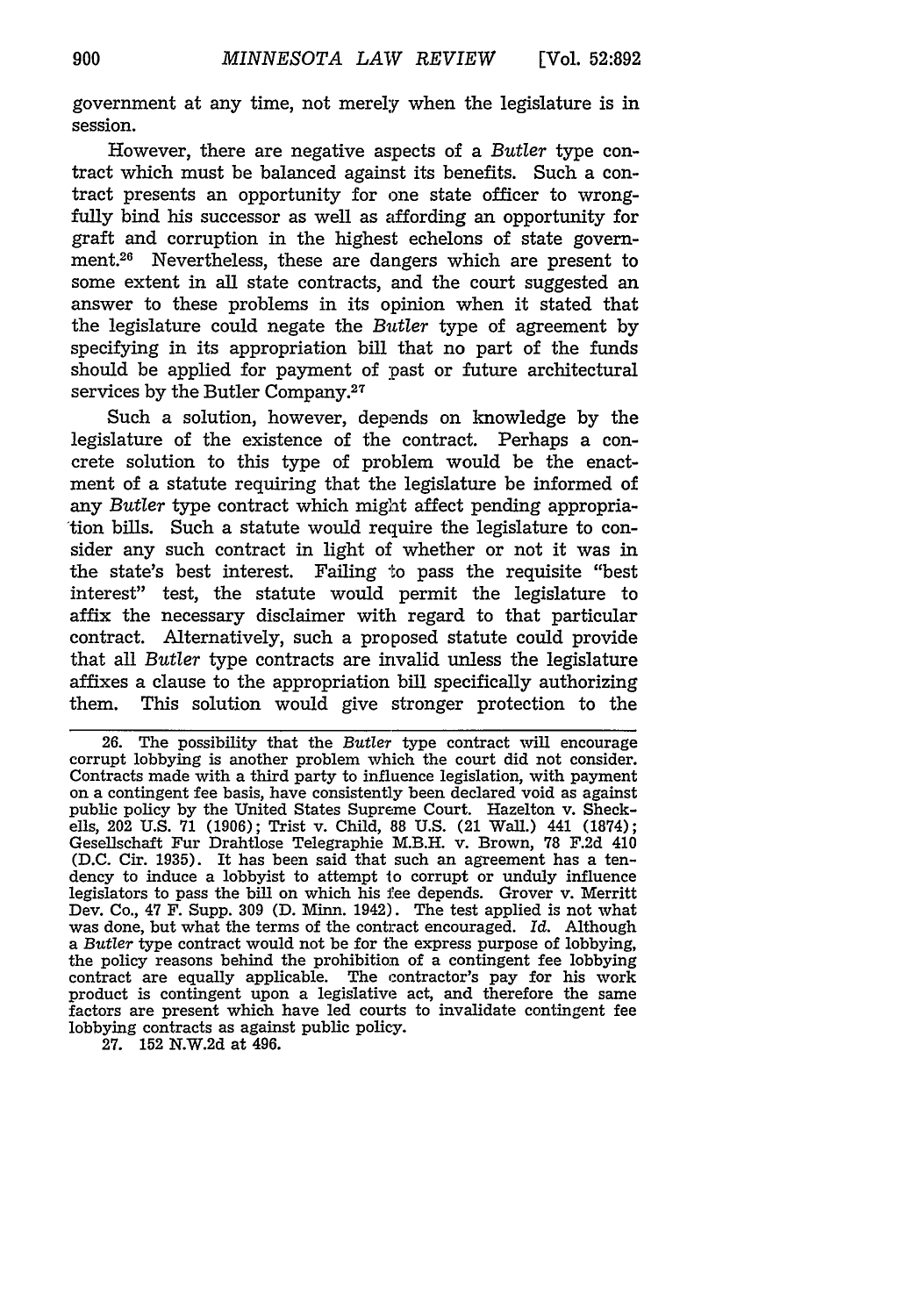government at any time, not merely when the legislature is in session.

However, there are negative aspects of a *Butler* type contract which must be balanced against its benefits. Such a contract presents an opportunity for one state officer to wrongfully bind his successor as well as affording an opportunity for graft and corruption in the highest echelons of state government.[26] Nevertheless, these are dangers which are present to some extent in all state contracts, and the court suggested an answer to these problems in its opinion when it stated that the legislature could negate the *Butler* type of agreement by specifying in its appropriation bill that no part of the funds should be applied for payment of past or future architectural services by the Butler Company.[27]

Such a solution, however, depends on knowledge by the legislature of the existence of the contract. Perhaps a concrete solution to this type of problem would be the enactment of a statute requiring that the legislature be informed of any *Butler* type contract which might affect pending appropriation bills. Such a statute would require the legislature to consider any such contract in light of whether or not it was in the state's best interest. Failing to pass the requisite "best interest" test, the statute would permit the legislature to affix the necessary disclaimer with regard to that particular contract. Alternatively, such a proposed statute could provide that all *Butler* type contracts are invalid unless the legislature affixes a clause to the appropriation bill specifically authorizing them. This solution would give stronger protection to the

---

26. The possibility that the *Butler* type contract will encourage corrupt lobbying is another problem which the court did not consider. Contracts made with a third party to influence legislation, with payment on a contingent fee basis, have consistently been declared void as against public policy by the United States Supreme Court. Hazelton v. Sheckells, 202 U.S. 71 (1906); Trist v. Child, 88 U.S. (21 Wall.) 441 (1874); Gesellschaft Fur Drahtlose Telegraphie M.B.H. v. Brown, 78 F.2d 410 (D.C. Cir. 1935). It has been said that such an agreement has a tendency to induce a lobbyist to attempt to corrupt or unduly influence legislators to pass the bill on which his fee depends. Grover v. Merritt Dev. Co., 47 F. Supp. 309 (D. Minn. 1942). The test applied is not what was done, but what the terms of the contract encouraged. *Id.* Although a *Butler* type contract would not be for the express purpose of lobbying, the policy reasons behind the prohibition of a contingent fee lobbying contract are equally applicable. The contractor's pay for his work product is contingent upon a legislative act, and therefore the same factors are present which have led courts to invalidate contingent fee lobbying contracts as against public policy.

27. 152 N.W.2d at 496.